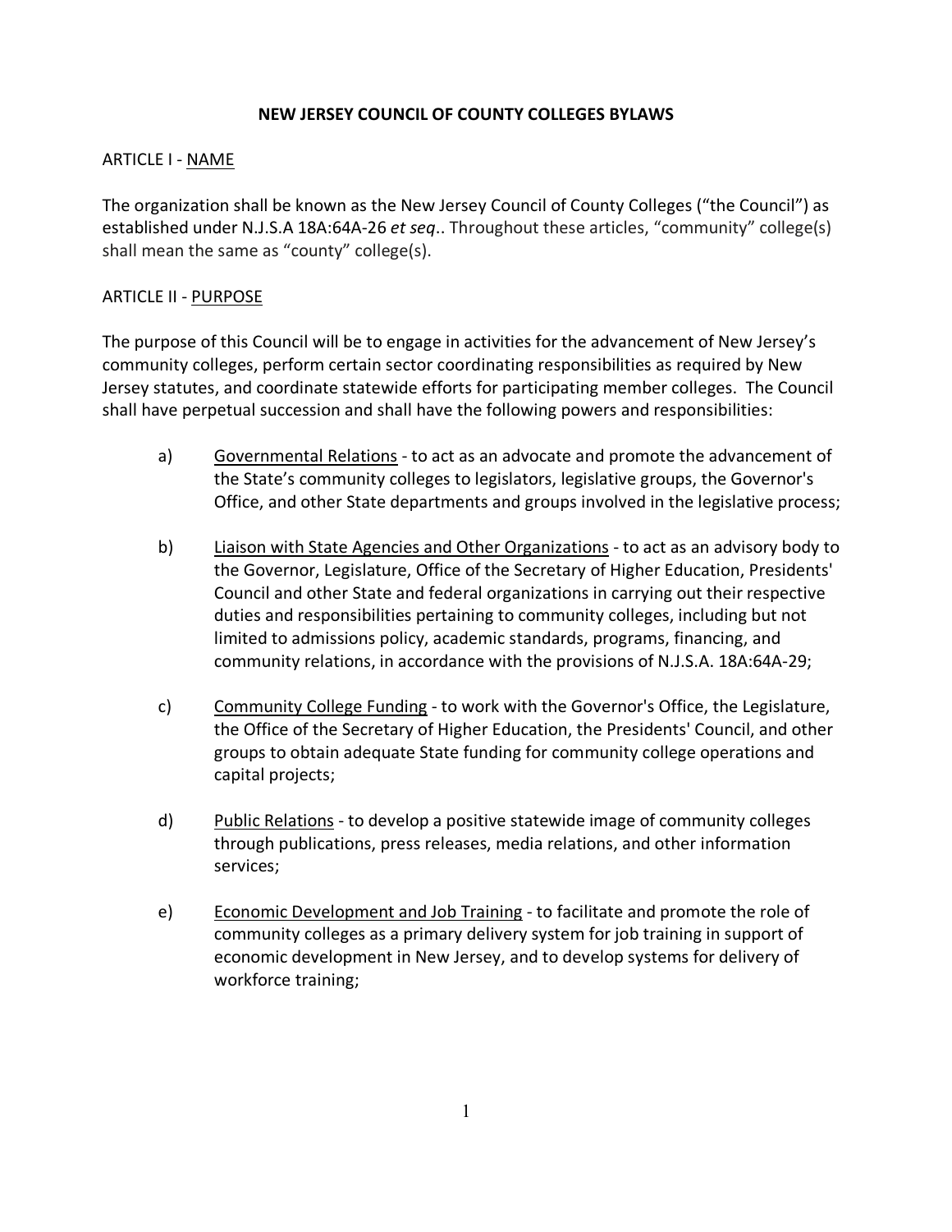# NEW JERSEY COUNCIL OF COUNTY COLLEGES BYLAWS

## ARTICLE I - NAME

The organization shall be known as the New Jersey Council of County Colleges ("the Council") as established under N.J.S.A 18A:64A-26 *et seq*.. Throughout these articles, "community" college(s) shall mean the same as "county" college(s).

## ARTICLE II - PURPOSE

The purpose of this Council will be to engage in activities for the advancement of New Jersey's community colleges, perform certain sector coordinating responsibilities as required by New Jersey statutes, and coordinate statewide efforts for participating member colleges. The Council shall have perpetual succession and shall have the following powers and responsibilities:

a) Governmental Relations - to act as an advocate and promote the advancement of the State's community colleges to legislators, legislative groups, the Governor's Office, and other State departments and groups involved in the legislative process;

b) Liaison with State Agencies and Other Organizations - to act as an advisory body to the Governor, Legislature, Office of the Secretary of Higher Education, Presidents' Council and other State and federal organizations in carrying out their respective duties and responsibilities pertaining to community colleges, including but not limited to admissions policy, academic standards, programs, financing, and community relations, in accordance with the provisions of N.J.S.A. 18A:64A-29;

c) Community College Funding - to work with the Governor's Office, the Legislature, the Office of the Secretary of Higher Education, the Presidents' Council, and other groups to obtain adequate State funding for community college operations and capital projects;

d) Public Relations - to develop a positive statewide image of community colleges through publications, press releases, media relations, and other information services;

e) Economic Development and Job Training - to facilitate and promote the role of community colleges as a primary delivery system for job training in support of economic development in New Jersey, and to develop systems for delivery of workforce training;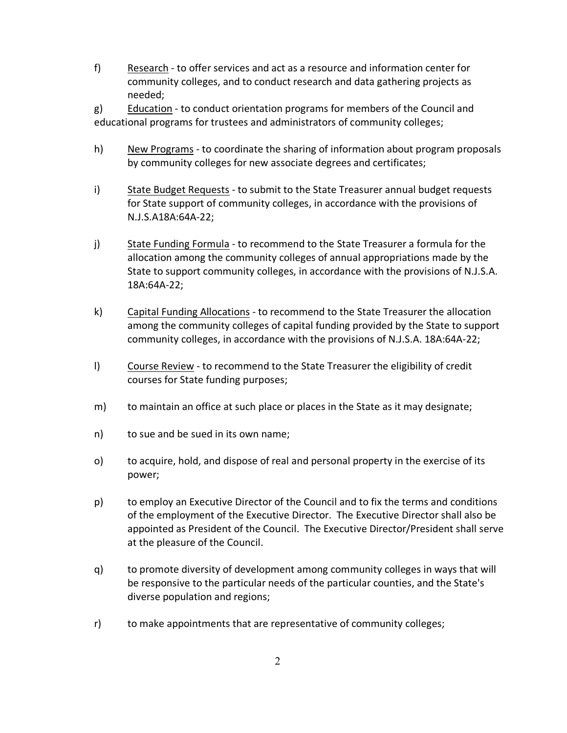f) Research - to offer services and act as a resource and information center for community colleges, and to conduct research and data gathering projects as needed;

g) Education - to conduct orientation programs for members of the Council and educational programs for trustees and administrators of community colleges;

h) New Programs - to coordinate the sharing of information about program proposals by community colleges for new associate degrees and certificates;

i) State Budget Requests - to submit to the State Treasurer annual budget requests for State support of community colleges, in accordance with the provisions of N.J.S.A18A:64A-22;

j) State Funding Formula - to recommend to the State Treasurer a formula for the allocation among the community colleges of annual appropriations made by the State to support community colleges, in accordance with the provisions of N.J.S.A. 18A:64A-22;

k) Capital Funding Allocations - to recommend to the State Treasurer the allocation among the community colleges of capital funding provided by the State to support community colleges, in accordance with the provisions of N.J.S.A. 18A:64A-22;

l) Course Review - to recommend to the State Treasurer the eligibility of credit courses for State funding purposes;

m) to maintain an office at such place or places in the State as it may designate;

n) to sue and be sued in its own name;

o) to acquire, hold, and dispose of real and personal property in the exercise of its power;

p) to employ an Executive Director of the Council and to fix the terms and conditions of the employment of the Executive Director. The Executive Director shall also be appointed as President of the Council. The Executive Director/President shall serve at the pleasure of the Council.

q) to promote diversity of development among community colleges in ways that will be responsive to the particular needs of the particular counties, and the State's diverse population and regions;

r) to make appointments that are representative of community colleges;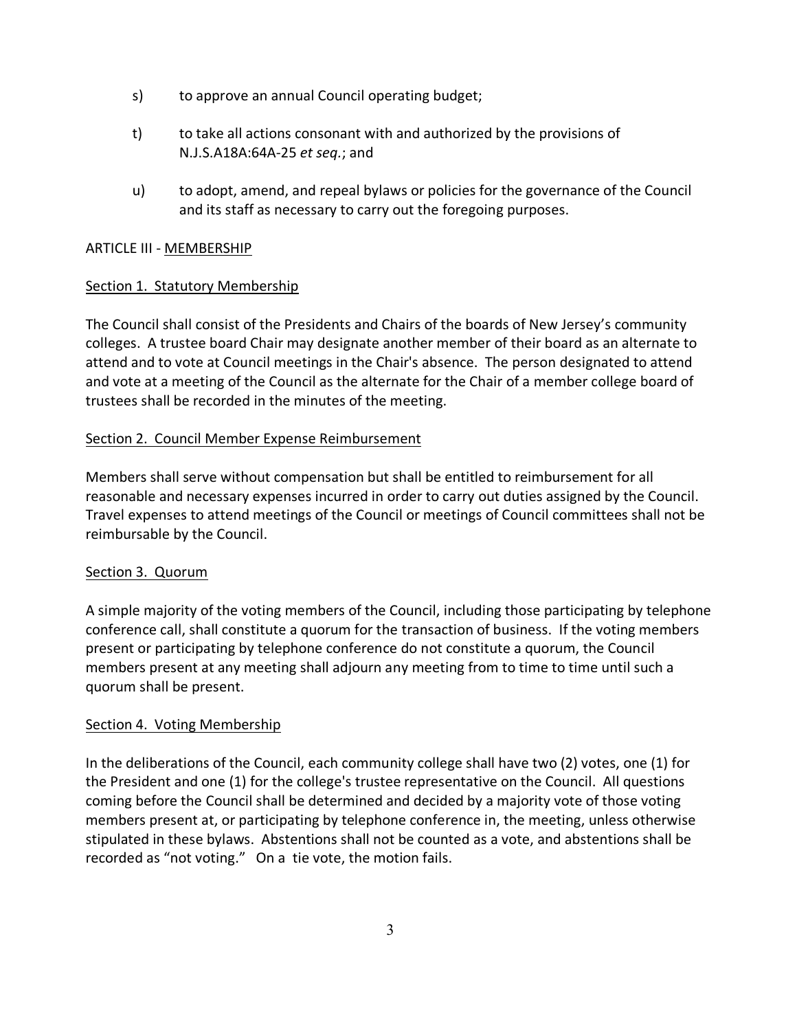s) to approve an annual Council operating budget;

t) to take all actions consonant with and authorized by the provisions of N.J.S.A18A:64A-25 *et seq.*; and

u) to adopt, amend, and repeal bylaws or policies for the governance of the Council and its staff as necessary to carry out the foregoing purposes.

## ARTICLE III - MEMBERSHIP

### Section 1. Statutory Membership

The Council shall consist of the Presidents and Chairs of the boards of New Jersey's community colleges. A trustee board Chair may designate another member of their board as an alternate to attend and to vote at Council meetings in the Chair's absence. The person designated to attend and vote at a meeting of the Council as the alternate for the Chair of a member college board of trustees shall be recorded in the minutes of the meeting.

### Section 2. Council Member Expense Reimbursement

Members shall serve without compensation but shall be entitled to reimbursement for all reasonable and necessary expenses incurred in order to carry out duties assigned by the Council. Travel expenses to attend meetings of the Council or meetings of Council committees shall not be reimbursable by the Council.

### Section 3. Quorum

A simple majority of the voting members of the Council, including those participating by telephone conference call, shall constitute a quorum for the transaction of business. If the voting members present or participating by telephone conference do not constitute a quorum, the Council members present at any meeting shall adjourn any meeting from to time to time until such a quorum shall be present.

### Section 4. Voting Membership

In the deliberations of the Council, each community college shall have two (2) votes, one (1) for the President and one (1) for the college's trustee representative on the Council. All questions coming before the Council shall be determined and decided by a majority vote of those voting members present at, or participating by telephone conference in, the meeting, unless otherwise stipulated in these bylaws. Abstentions shall not be counted as a vote, and abstentions shall be recorded as "not voting." On a tie vote, the motion fails.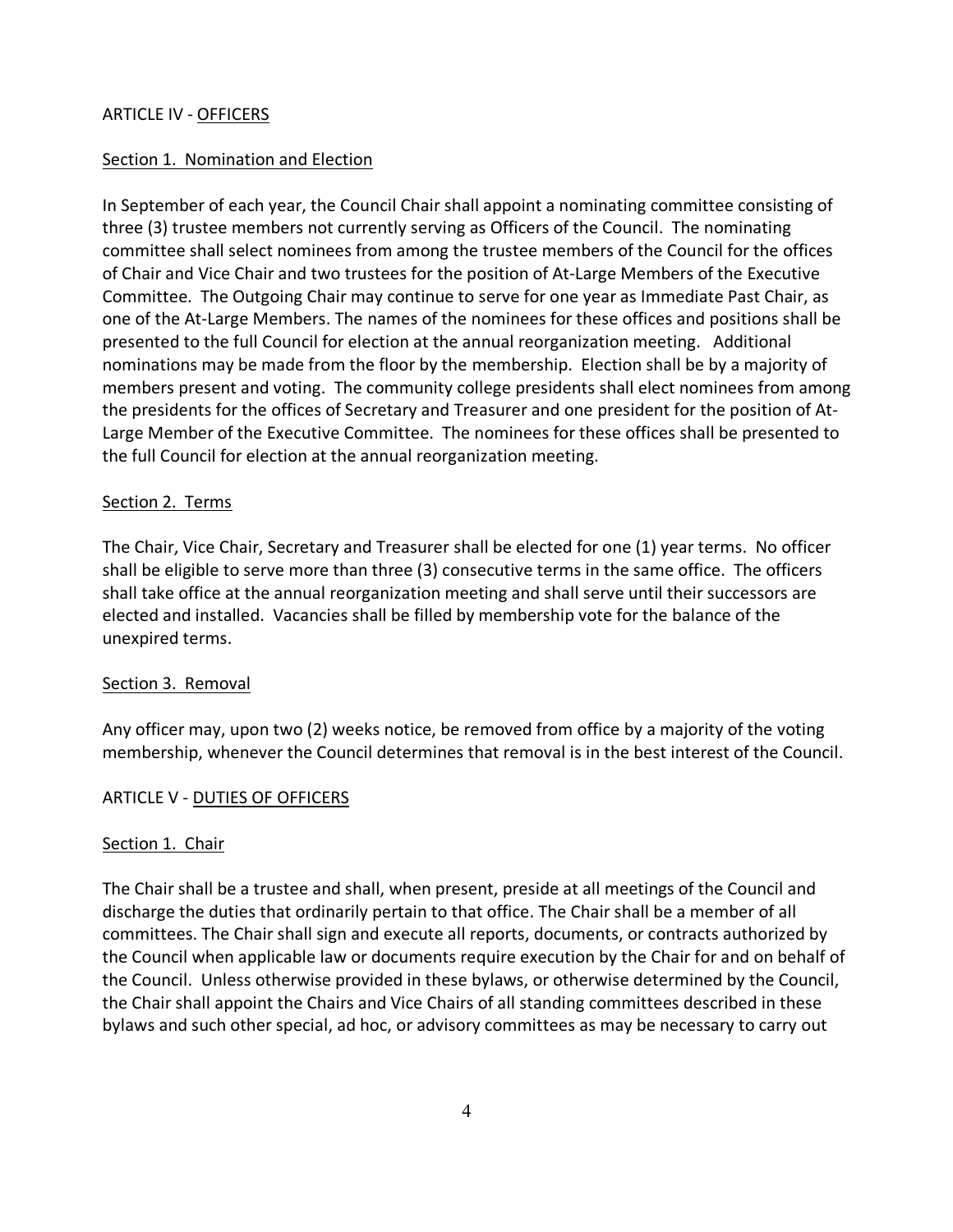## ARTICLE IV - OFFICERS

### Section 1. Nomination and Election

In September of each year, the Council Chair shall appoint a nominating committee consisting of three (3) trustee members not currently serving as Officers of the Council. The nominating committee shall select nominees from among the trustee members of the Council for the offices of Chair and Vice Chair and two trustees for the position of At-Large Members of the Executive Committee. The Outgoing Chair may continue to serve for one year as Immediate Past Chair, as one of the At-Large Members. The names of the nominees for these offices and positions shall be presented to the full Council for election at the annual reorganization meeting. Additional nominations may be made from the floor by the membership. Election shall be by a majority of members present and voting. The community college presidents shall elect nominees from among the presidents for the offices of Secretary and Treasurer and one president for the position of At-Large Member of the Executive Committee. The nominees for these offices shall be presented to the full Council for election at the annual reorganization meeting.

### Section 2. Terms

The Chair, Vice Chair, Secretary and Treasurer shall be elected for one (1) year terms. No officer shall be eligible to serve more than three (3) consecutive terms in the same office. The officers shall take office at the annual reorganization meeting and shall serve until their successors are elected and installed. Vacancies shall be filled by membership vote for the balance of the unexpired terms.

### Section 3. Removal

Any officer may, upon two (2) weeks notice, be removed from office by a majority of the voting membership, whenever the Council determines that removal is in the best interest of the Council.

## ARTICLE V - DUTIES OF OFFICERS

### Section 1. Chair

The Chair shall be a trustee and shall, when present, preside at all meetings of the Council and discharge the duties that ordinarily pertain to that office. The Chair shall be a member of all committees. The Chair shall sign and execute all reports, documents, or contracts authorized by the Council when applicable law or documents require execution by the Chair for and on behalf of the Council. Unless otherwise provided in these bylaws, or otherwise determined by the Council, the Chair shall appoint the Chairs and Vice Chairs of all standing committees described in these bylaws and such other special, ad hoc, or advisory committees as may be necessary to carry out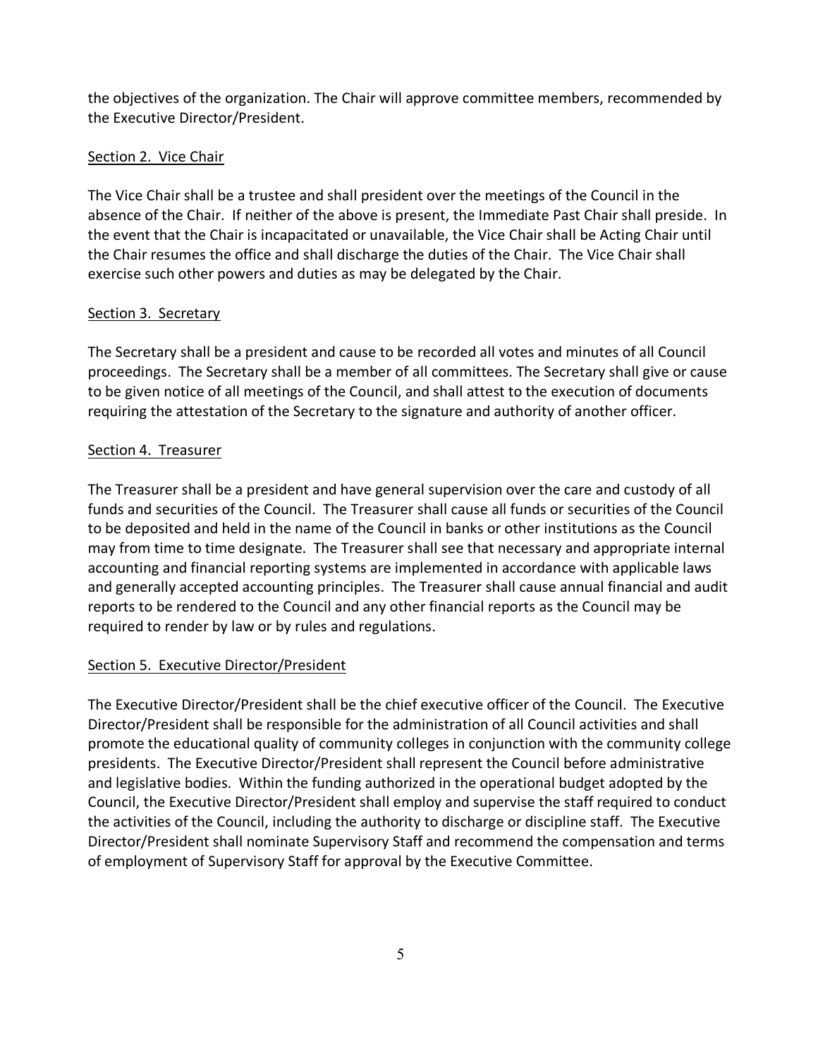the objectives of the organization. The Chair will approve committee members, recommended by the Executive Director/President.

Section 2. Vice Chair

The Vice Chair shall be a trustee and shall president over the meetings of the Council in the absence of the Chair. If neither of the above is present, the Immediate Past Chair shall preside. In the event that the Chair is incapacitated or unavailable, the Vice Chair shall be Acting Chair until the Chair resumes the office and shall discharge the duties of the Chair. The Vice Chair shall exercise such other powers and duties as may be delegated by the Chair.

Section 3. Secretary

The Secretary shall be a president and cause to be recorded all votes and minutes of all Council proceedings. The Secretary shall be a member of all committees. The Secretary shall give or cause to be given notice of all meetings of the Council, and shall attest to the execution of documents requiring the attestation of the Secretary to the signature and authority of another officer.

Section 4. Treasurer

The Treasurer shall be a president and have general supervision over the care and custody of all funds and securities of the Council. The Treasurer shall cause all funds or securities of the Council to be deposited and held in the name of the Council in banks or other institutions as the Council may from time to time designate. The Treasurer shall see that necessary and appropriate internal accounting and financial reporting systems are implemented in accordance with applicable laws and generally accepted accounting principles. The Treasurer shall cause annual financial and audit reports to be rendered to the Council and any other financial reports as the Council may be required to render by law or by rules and regulations.

Section 5. Executive Director/President

The Executive Director/President shall be the chief executive officer of the Council. The Executive Director/President shall be responsible for the administration of all Council activities and shall promote the educational quality of community colleges in conjunction with the community college presidents. The Executive Director/President shall represent the Council before administrative and legislative bodies. Within the funding authorized in the operational budget adopted by the Council, the Executive Director/President shall employ and supervise the staff required to conduct the activities of the Council, including the authority to discharge or discipline staff. The Executive Director/President shall nominate Supervisory Staff and recommend the compensation and terms of employment of Supervisory Staff for approval by the Executive Committee.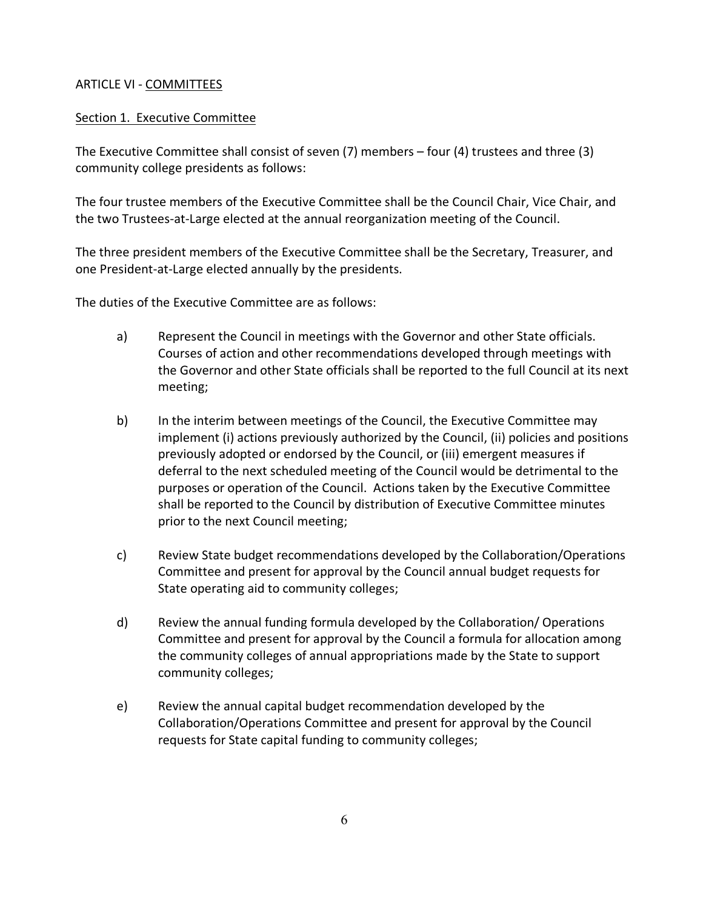## ARTICLE VI - COMMITTEES

### Section 1. Executive Committee

The Executive Committee shall consist of seven (7) members – four (4) trustees and three (3) community college presidents as follows:

The four trustee members of the Executive Committee shall be the Council Chair, Vice Chair, and the two Trustees-at-Large elected at the annual reorganization meeting of the Council.

The three president members of the Executive Committee shall be the Secretary, Treasurer, and one President-at-Large elected annually by the presidents.

The duties of the Executive Committee are as follows:

a) Represent the Council in meetings with the Governor and other State officials. Courses of action and other recommendations developed through meetings with the Governor and other State officials shall be reported to the full Council at its next meeting;

b) In the interim between meetings of the Council, the Executive Committee may implement (i) actions previously authorized by the Council, (ii) policies and positions previously adopted or endorsed by the Council, or (iii) emergent measures if deferral to the next scheduled meeting of the Council would be detrimental to the purposes or operation of the Council. Actions taken by the Executive Committee shall be reported to the Council by distribution of Executive Committee minutes prior to the next Council meeting;

c) Review State budget recommendations developed by the Collaboration/Operations Committee and present for approval by the Council annual budget requests for State operating aid to community colleges;

d) Review the annual funding formula developed by the Collaboration/ Operations Committee and present for approval by the Council a formula for allocation among the community colleges of annual appropriations made by the State to support community colleges;

e) Review the annual capital budget recommendation developed by the Collaboration/Operations Committee and present for approval by the Council requests for State capital funding to community colleges;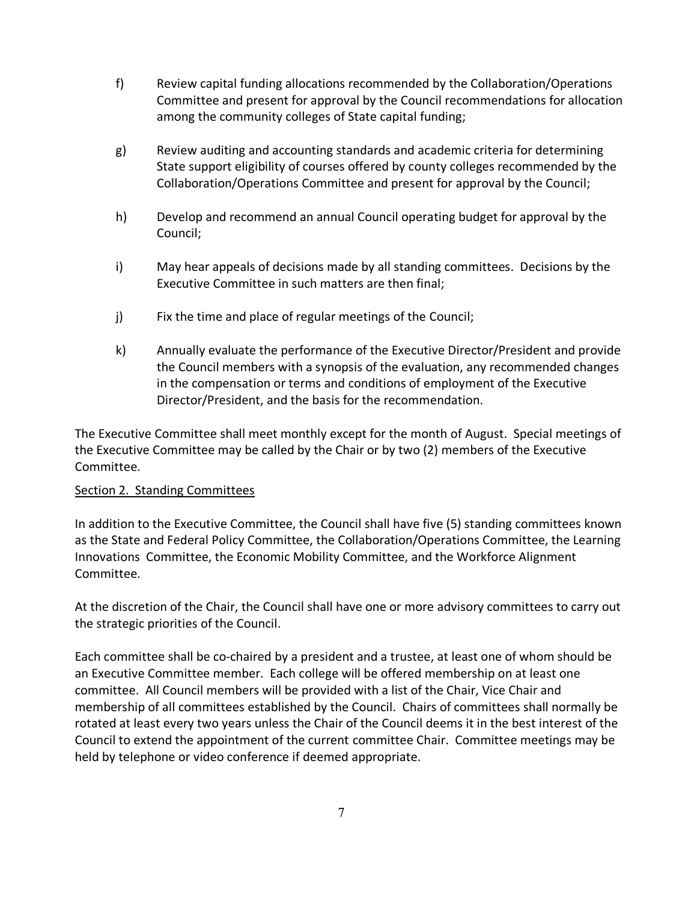f) Review capital funding allocations recommended by the Collaboration/Operations Committee and present for approval by the Council recommendations for allocation among the community colleges of State capital funding;

g) Review auditing and accounting standards and academic criteria for determining State support eligibility of courses offered by county colleges recommended by the Collaboration/Operations Committee and present for approval by the Council;

h) Develop and recommend an annual Council operating budget for approval by the Council;

i) May hear appeals of decisions made by all standing committees. Decisions by the Executive Committee in such matters are then final;

j) Fix the time and place of regular meetings of the Council;

k) Annually evaluate the performance of the Executive Director/President and provide the Council members with a synopsis of the evaluation, any recommended changes in the compensation or terms and conditions of employment of the Executive Director/President, and the basis for the recommendation.

The Executive Committee shall meet monthly except for the month of August. Special meetings of the Executive Committee may be called by the Chair or by two (2) members of the Executive Committee.

<u>Section 2. Standing Committees</u>

In addition to the Executive Committee, the Council shall have five (5) standing committees known as the State and Federal Policy Committee, the Collaboration/Operations Committee, the Learning Innovations Committee, the Economic Mobility Committee, and the Workforce Alignment Committee.

At the discretion of the Chair, the Council shall have one or more advisory committees to carry out the strategic priorities of the Council.

Each committee shall be co-chaired by a president and a trustee, at least one of whom should be an Executive Committee member. Each college will be offered membership on at least one committee. All Council members will be provided with a list of the Chair, Vice Chair and membership of all committees established by the Council. Chairs of committees shall normally be rotated at least every two years unless the Chair of the Council deems it in the best interest of the Council to extend the appointment of the current committee Chair. Committee meetings may be held by telephone or video conference if deemed appropriate.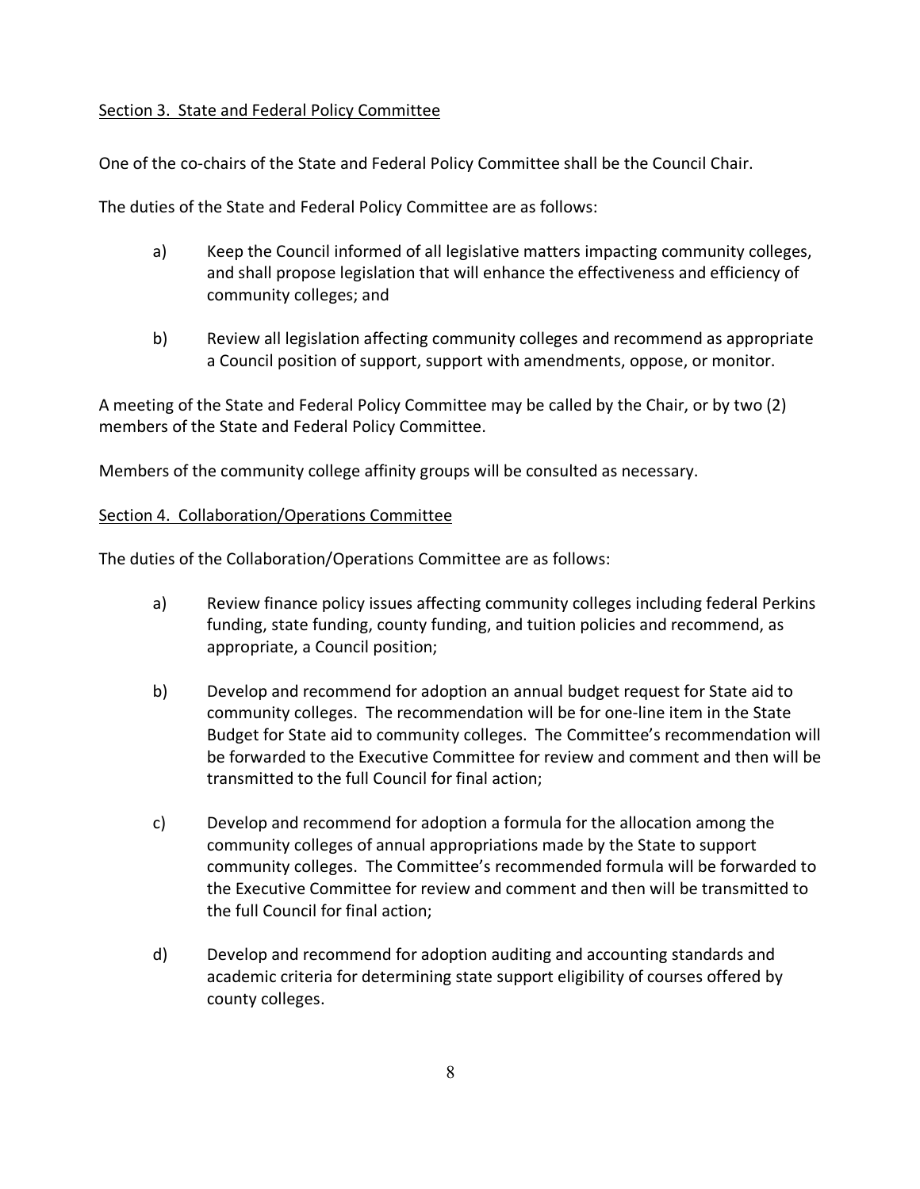<u>Section 3. State and Federal Policy Committee</u>

One of the co-chairs of the State and Federal Policy Committee shall be the Council Chair.

The duties of the State and Federal Policy Committee are as follows:

a) Keep the Council informed of all legislative matters impacting community colleges, and shall propose legislation that will enhance the effectiveness and efficiency of community colleges; and

b) Review all legislation affecting community colleges and recommend as appropriate a Council position of support, support with amendments, oppose, or monitor.

A meeting of the State and Federal Policy Committee may be called by the Chair, or by two (2) members of the State and Federal Policy Committee.

Members of the community college affinity groups will be consulted as necessary.

<u>Section 4. Collaboration/Operations Committee</u>

The duties of the Collaboration/Operations Committee are as follows:

a) Review finance policy issues affecting community colleges including federal Perkins funding, state funding, county funding, and tuition policies and recommend, as appropriate, a Council position;

b) Develop and recommend for adoption an annual budget request for State aid to community colleges. The recommendation will be for one-line item in the State Budget for State aid to community colleges. The Committee's recommendation will be forwarded to the Executive Committee for review and comment and then will be transmitted to the full Council for final action;

c) Develop and recommend for adoption a formula for the allocation among the community colleges of annual appropriations made by the State to support community colleges. The Committee's recommended formula will be forwarded to the Executive Committee for review and comment and then will be transmitted to the full Council for final action;

d) Develop and recommend for adoption auditing and accounting standards and academic criteria for determining state support eligibility of courses offered by county colleges.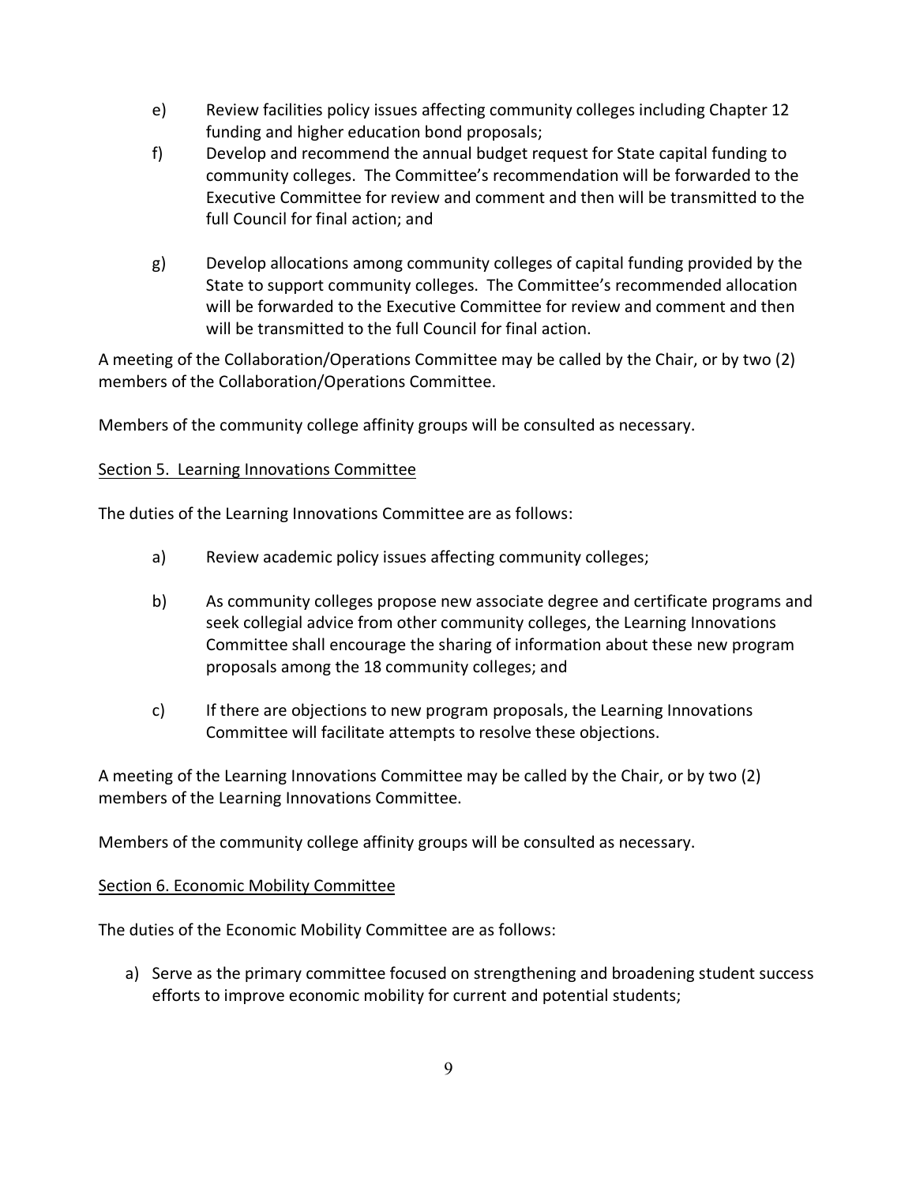e) Review facilities policy issues affecting community colleges including Chapter 12 funding and higher education bond proposals;

f) Develop and recommend the annual budget request for State capital funding to community colleges. The Committee's recommendation will be forwarded to the Executive Committee for review and comment and then will be transmitted to the full Council for final action; and

g) Develop allocations among community colleges of capital funding provided by the State to support community colleges. The Committee's recommended allocation will be forwarded to the Executive Committee for review and comment and then will be transmitted to the full Council for final action.

A meeting of the Collaboration/Operations Committee may be called by the Chair, or by two (2) members of the Collaboration/Operations Committee.

Members of the community college affinity groups will be consulted as necessary.

<u>Section 5. Learning Innovations Committee</u>

The duties of the Learning Innovations Committee are as follows:

a) Review academic policy issues affecting community colleges;

b) As community colleges propose new associate degree and certificate programs and seek collegial advice from other community colleges, the Learning Innovations Committee shall encourage the sharing of information about these new program proposals among the 18 community colleges; and

c) If there are objections to new program proposals, the Learning Innovations Committee will facilitate attempts to resolve these objections.

A meeting of the Learning Innovations Committee may be called by the Chair, or by two (2) members of the Learning Innovations Committee.

Members of the community college affinity groups will be consulted as necessary.

<u>Section 6. Economic Mobility Committee</u>

The duties of the Economic Mobility Committee are as follows:

a) Serve as the primary committee focused on strengthening and broadening student success efforts to improve economic mobility for current and potential students;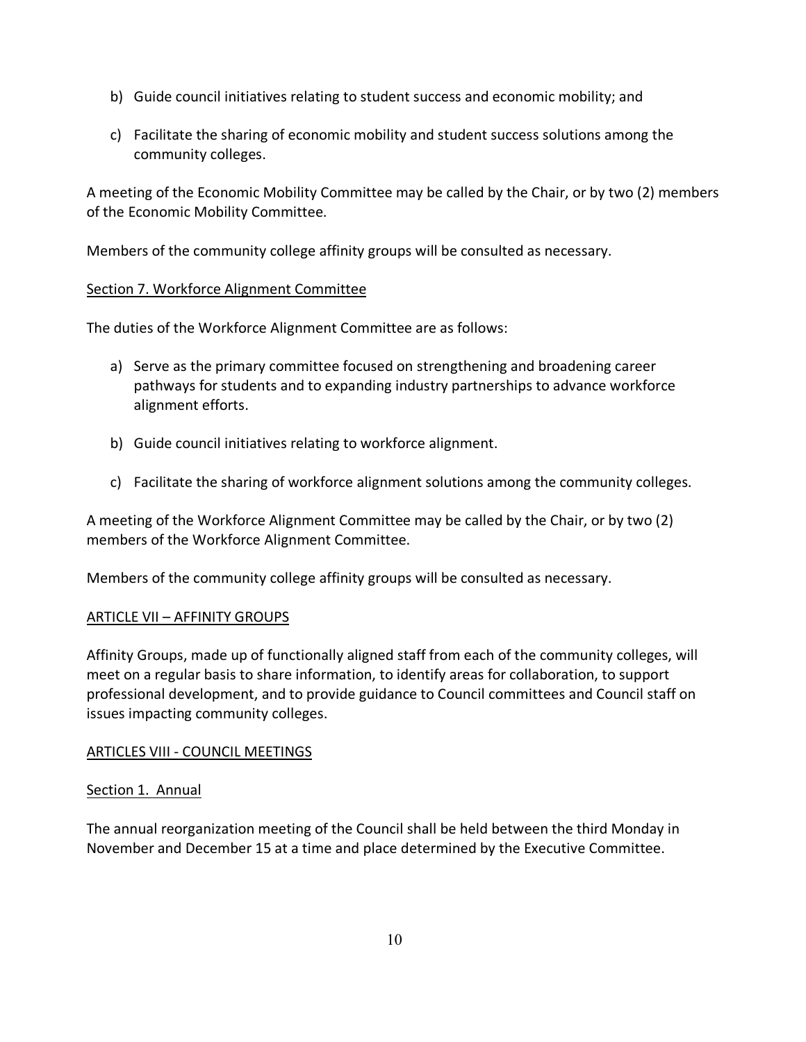b) Guide council initiatives relating to student success and economic mobility; and

c) Facilitate the sharing of economic mobility and student success solutions among the community colleges.

A meeting of the Economic Mobility Committee may be called by the Chair, or by two (2) members of the Economic Mobility Committee.

Members of the community college affinity groups will be consulted as necessary.

### Section 7. Workforce Alignment Committee

The duties of the Workforce Alignment Committee are as follows:

a) Serve as the primary committee focused on strengthening and broadening career pathways for students and to expanding industry partnerships to advance workforce alignment efforts.

b) Guide council initiatives relating to workforce alignment.

c) Facilitate the sharing of workforce alignment solutions among the community colleges.

A meeting of the Workforce Alignment Committee may be called by the Chair, or by two (2) members of the Workforce Alignment Committee.

Members of the community college affinity groups will be consulted as necessary.

## ARTICLE VII – AFFINITY GROUPS

Affinity Groups, made up of functionally aligned staff from each of the community colleges, will meet on a regular basis to share information, to identify areas for collaboration, to support professional development, and to provide guidance to Council committees and Council staff on issues impacting community colleges.

## ARTICLES VIII - COUNCIL MEETINGS

### Section 1. Annual

The annual reorganization meeting of the Council shall be held between the third Monday in November and December 15 at a time and place determined by the Executive Committee.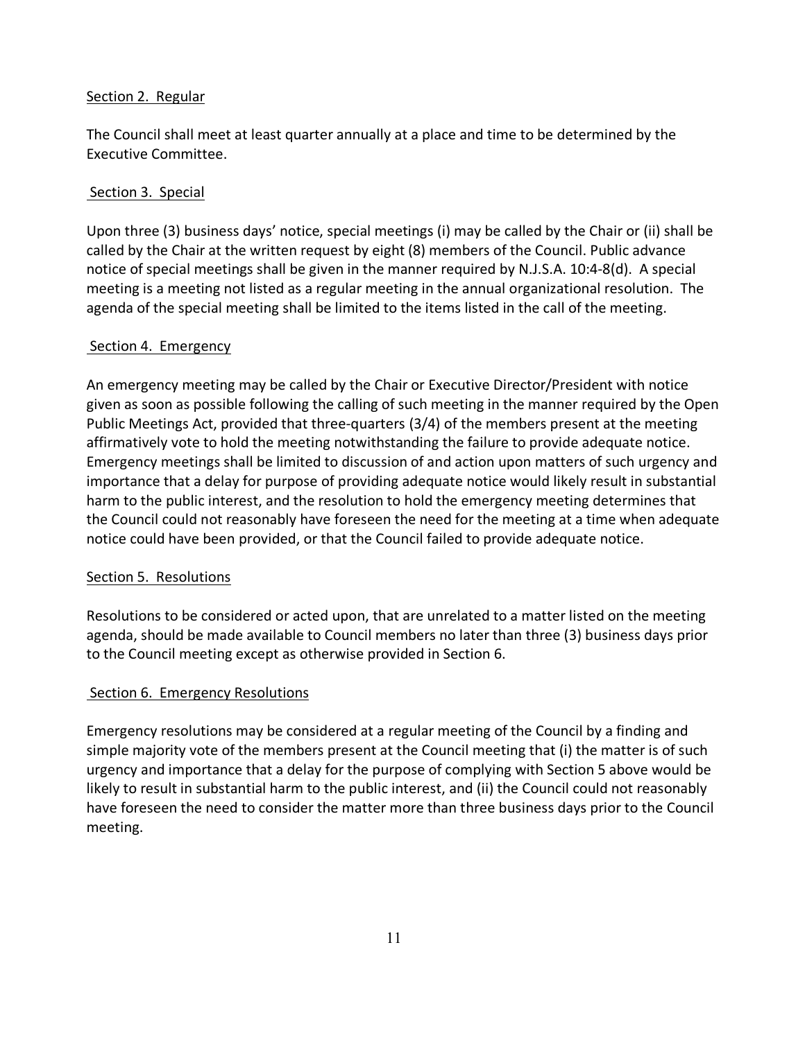<u>Section 2. Regular</u>

The Council shall meet at least quarter annually at a place and time to be determined by the Executive Committee.

<u>Section 3. Special</u>

Upon three (3) business days' notice, special meetings (i) may be called by the Chair or (ii) shall be called by the Chair at the written request by eight (8) members of the Council. Public advance notice of special meetings shall be given in the manner required by N.J.S.A. 10:4-8(d). A special meeting is a meeting not listed as a regular meeting in the annual organizational resolution. The agenda of the special meeting shall be limited to the items listed in the call of the meeting.

<u>Section 4. Emergency</u>

An emergency meeting may be called by the Chair or Executive Director/President with notice given as soon as possible following the calling of such meeting in the manner required by the Open Public Meetings Act, provided that three-quarters (3/4) of the members present at the meeting affirmatively vote to hold the meeting notwithstanding the failure to provide adequate notice. Emergency meetings shall be limited to discussion of and action upon matters of such urgency and importance that a delay for purpose of providing adequate notice would likely result in substantial harm to the public interest, and the resolution to hold the emergency meeting determines that the Council could not reasonably have foreseen the need for the meeting at a time when adequate notice could have been provided, or that the Council failed to provide adequate notice.

<u>Section 5. Resolutions</u>

Resolutions to be considered or acted upon, that are unrelated to a matter listed on the meeting agenda, should be made available to Council members no later than three (3) business days prior to the Council meeting except as otherwise provided in Section 6.

<u>Section 6. Emergency Resolutions</u>

Emergency resolutions may be considered at a regular meeting of the Council by a finding and simple majority vote of the members present at the Council meeting that (i) the matter is of such urgency and importance that a delay for the purpose of complying with Section 5 above would be likely to result in substantial harm to the public interest, and (ii) the Council could not reasonably have foreseen the need to consider the matter more than three business days prior to the Council meeting.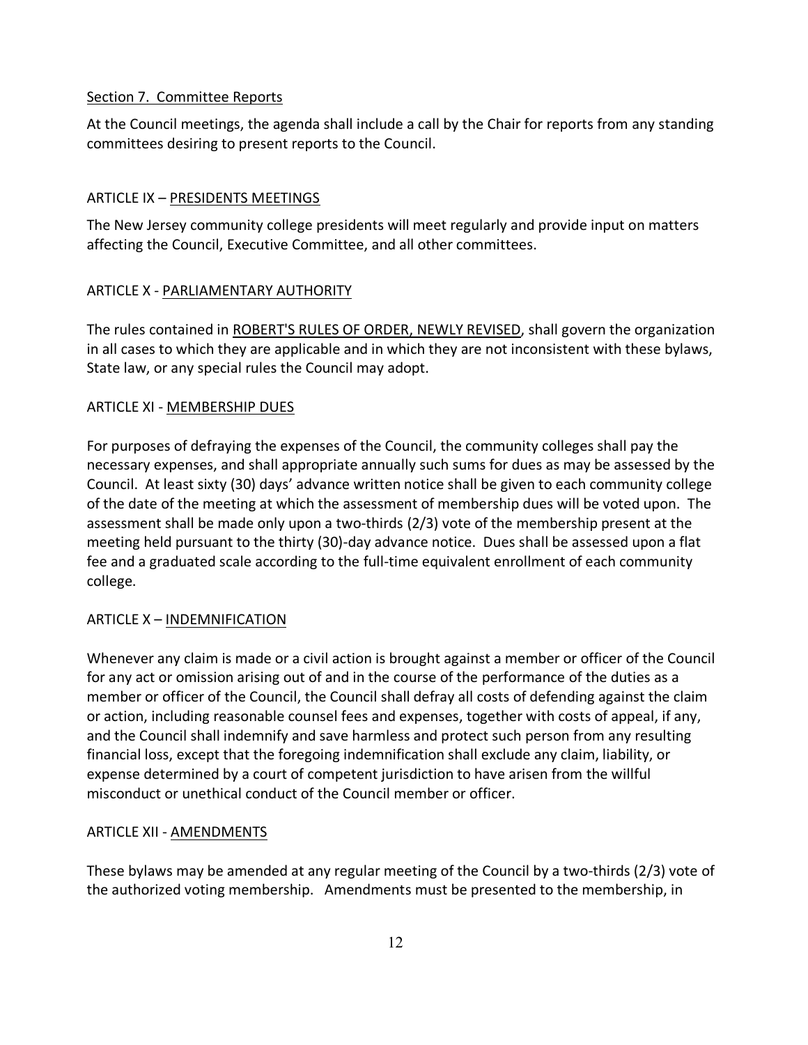Section 7. Committee Reports

At the Council meetings, the agenda shall include a call by the Chair for reports from any standing committees desiring to present reports to the Council.

ARTICLE IX – PRESIDENTS MEETINGS

The New Jersey community college presidents will meet regularly and provide input on matters affecting the Council, Executive Committee, and all other committees.

ARTICLE X - PARLIAMENTARY AUTHORITY

The rules contained in ROBERT'S RULES OF ORDER, NEWLY REVISED, shall govern the organization in all cases to which they are applicable and in which they are not inconsistent with these bylaws, State law, or any special rules the Council may adopt.

ARTICLE XI - MEMBERSHIP DUES

For purposes of defraying the expenses of the Council, the community colleges shall pay the necessary expenses, and shall appropriate annually such sums for dues as may be assessed by the Council. At least sixty (30) days' advance written notice shall be given to each community college of the date of the meeting at which the assessment of membership dues will be voted upon. The assessment shall be made only upon a two-thirds (2/3) vote of the membership present at the meeting held pursuant to the thirty (30)-day advance notice. Dues shall be assessed upon a flat fee and a graduated scale according to the full-time equivalent enrollment of each community college.

ARTICLE X – INDEMNIFICATION

Whenever any claim is made or a civil action is brought against a member or officer of the Council for any act or omission arising out of and in the course of the performance of the duties as a member or officer of the Council, the Council shall defray all costs of defending against the claim or action, including reasonable counsel fees and expenses, together with costs of appeal, if any, and the Council shall indemnify and save harmless and protect such person from any resulting financial loss, except that the foregoing indemnification shall exclude any claim, liability, or expense determined by a court of competent jurisdiction to have arisen from the willful misconduct or unethical conduct of the Council member or officer.

ARTICLE XII - AMENDMENTS

These bylaws may be amended at any regular meeting of the Council by a two-thirds (2/3) vote of the authorized voting membership. Amendments must be presented to the membership, in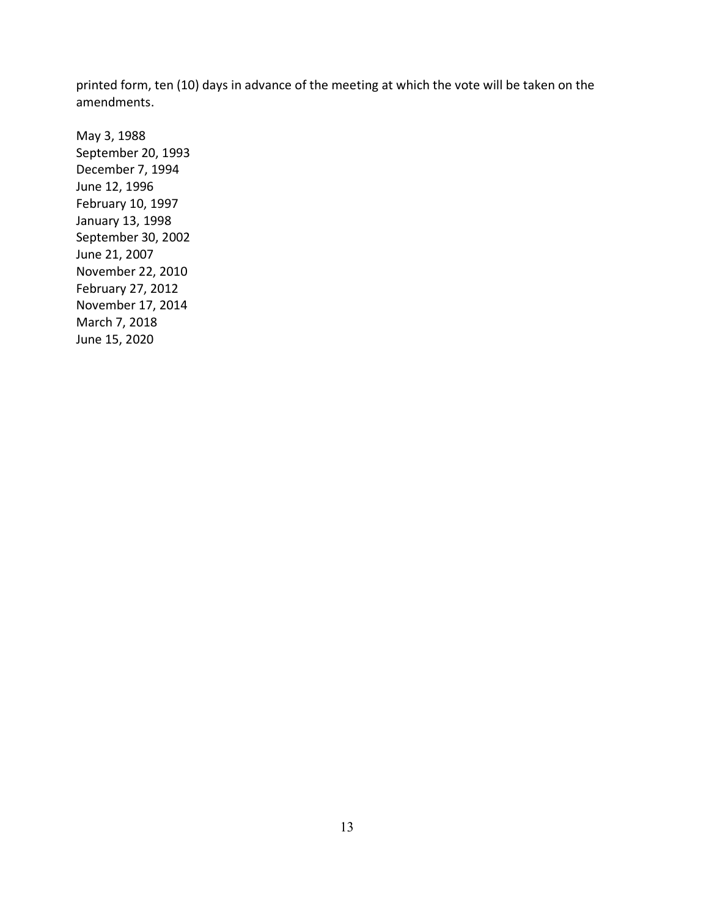printed form, ten (10) days in advance of the meeting at which the vote will be taken on the amendments.

May 3, 1988
September 20, 1993
December 7, 1994
June 12, 1996
February 10, 1997
January 13, 1998
September 30, 2002
June 21, 2007
November 22, 2010
February 27, 2012
November 17, 2014
March 7, 2018
June 15, 2020